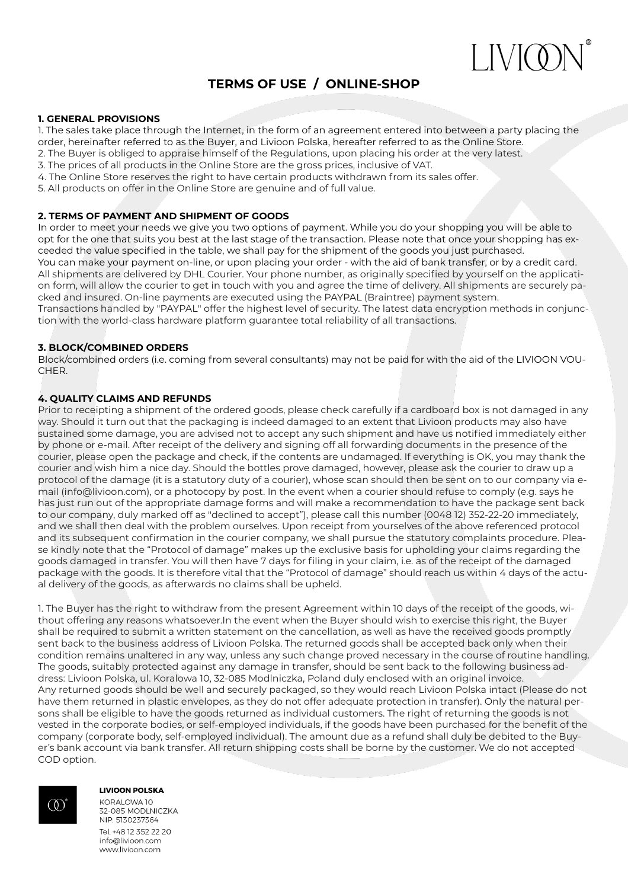# TERMS OF USE / ONLINE-SHOP

## 1. GENERAL PROVISIONS

1. The sales take place through the Internet, in the form of an agreement entered into between a party placing the order, hereinafter referred to as the Buyer, and Livioon Polska, hereafter referred to as the Online Store.
2. The Buyer is obliged to appraise himself of the Regulations, upon placing his order at the very latest.
3. The prices of all products in the Online Store are the gross prices, inclusive of VAT.
4. The Online Store reserves the right to have certain products withdrawn from its sales offer.
5. All products on offer in the Online Store are genuine and of full value.

## 2. TERMS OF PAYMENT AND SHIPMENT OF GOODS

In order to meet your needs we give you two options of payment. While you do your shopping you will be able to opt for the one that suits you best at the last stage of the transaction. Please note that once your shopping has exceeded the value specified in the table, we shall pay for the shipment of the goods you just purchased.
You can make your payment on-line, or upon placing your order - with the aid of bank transfer, or by a credit card. All shipments are delivered by DHL Courier. Your phone number, as originally specified by yourself on the application form, will allow the courier to get in touch with you and agree the time of delivery. All shipments are securely packed and insured. On-line payments are executed using the PAYPAL (Braintree) payment system.
Transactions handled by "PAYPAL" offer the highest level of security. The latest data encryption methods in conjunction with the world-class hardware platform guarantee total reliability of all transactions.

## 3. BLOCK/COMBINED ORDERS

Block/combined orders (i.e. coming from several consultants) may not be paid for with the aid of the LIVIOON VOUCHER.

## 4. QUALITY CLAIMS AND REFUNDS

Prior to receipting a shipment of the ordered goods, please check carefully if a cardboard box is not damaged in any way. Should it turn out that the packaging is indeed damaged to an extent that Livioon products may also have sustained some damage, you are advised not to accept any such shipment and have us notified immediately either by phone or e-mail. After receipt of the delivery and signing off all forwarding documents in the presence of the courier, please open the package and check, if the contents are undamaged. If everything is OK, you may thank the courier and wish him a nice day. Should the bottles prove damaged, however, please ask the courier to draw up a protocol of the damage (it is a statutory duty of a courier), whose scan should then be sent on to our company via e-mail (info@livioon.com), or a photocopy by post. In the event when a courier should refuse to comply (e.g. says he has just run out of the appropriate damage forms and will make a recommendation to have the package sent back to our company, duly marked off as "declined to accept"), please call this number (0048 12) 352-22-20 immediately, and we shall then deal with the problem ourselves. Upon receipt from yourselves of the above referenced protocol and its subsequent confirmation in the courier company, we shall pursue the statutory complaints procedure. Please kindly note that the "Protocol of damage" makes up the exclusive basis for upholding your claims regarding the goods damaged in transfer. You will then have 7 days for filing in your claim, i.e. as of the receipt of the damaged package with the goods. It is therefore vital that the "Protocol of damage" should reach us within 4 days of the actual delivery of the goods, as afterwards no claims shall be upheld.

1. The Buyer has the right to withdraw from the present Agreement within 10 days of the receipt of the goods, without offering any reasons whatsoever.In the event when the Buyer should wish to exercise this right, the Buyer shall be required to submit a written statement on the cancellation, as well as have the received goods promptly sent back to the business address of Livioon Polska. The returned goods shall be accepted back only when their condition remains unaltered in any way, unless any such change proved necessary in the course of routine handling. The goods, suitably protected against any damage in transfer, should be sent back to the following business address: Livioon Polska, ul. Koralowa 10, 32-085 Modlniczka, Poland duly enclosed with an original invoice.
Any returned goods should be well and securely packaged, so they would reach Livioon Polska intact (Please do not have them returned in plastic envelopes, as they do not offer adequate protection in transfer). Only the natural persons shall be eligible to have the goods returned as individual customers. The right of returning the goods is not vested in the corporate bodies, or self-employed individuals, if the goods have been purchased for the benefit of the company (corporate body, self-employed individual). The amount due as a refund shall duly be debited to the Buyer's bank account via bank transfer. All return shipping costs shall be borne by the customer. We do not accepted COD option.

**LIVIOON POLSKA**
KORALOWA 10
32-085 MODLNICZKA
NIP: 5130237364
Tel. +48 12 352 22 20
info@livioon.com
www.livioon.com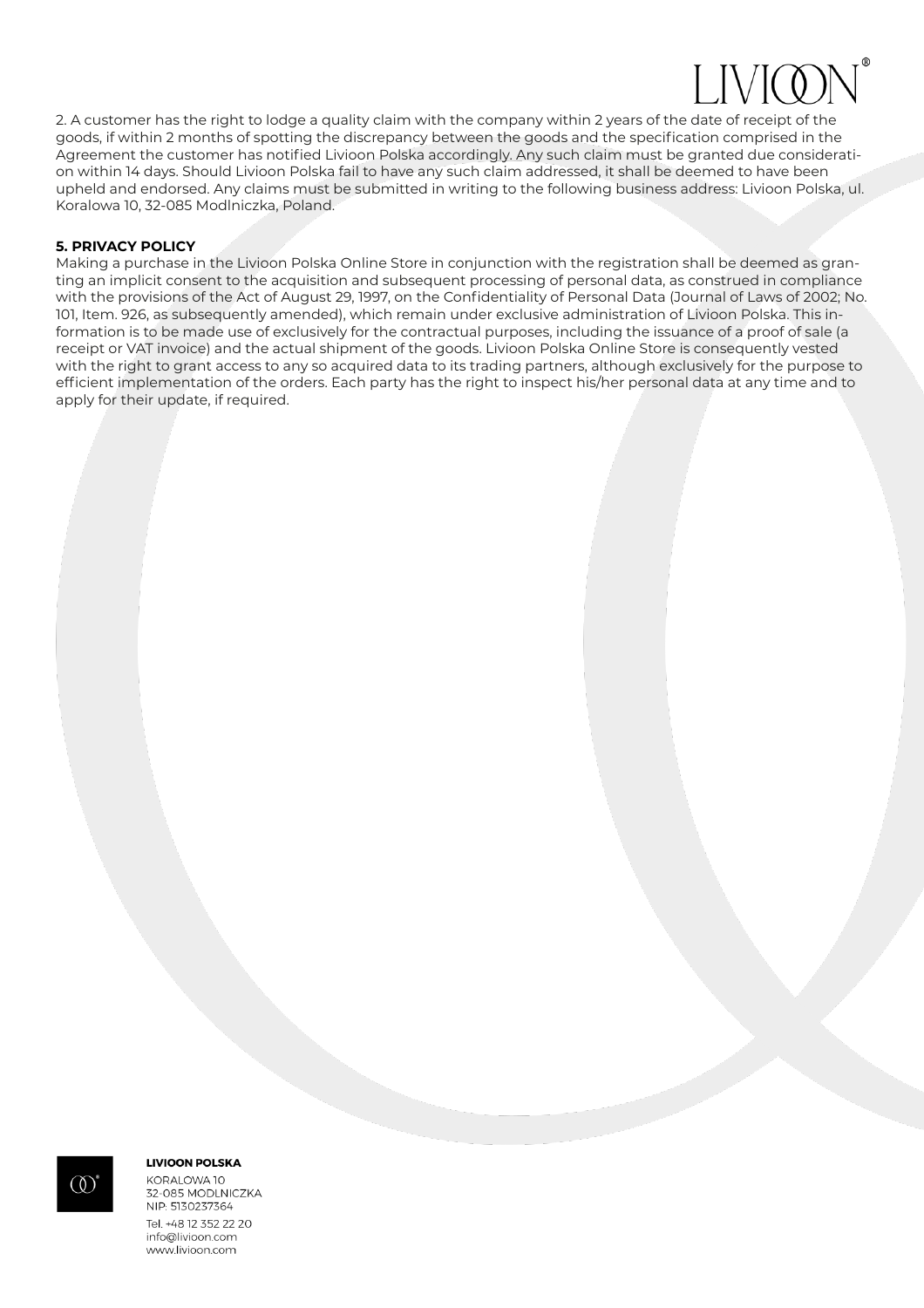2. A customer has the right to lodge a quality claim with the company within 2 years of the date of receipt of the goods, if within 2 months of spotting the discrepancy between the goods and the specification comprised in the Agreement the customer has notified Livioon Polska accordingly. Any such claim must be granted due consideration within 14 days. Should Livioon Polska fail to have any such claim addressed, it shall be deemed to have been upheld and endorsed. Any claims must be submitted in writing to the following business address: Livioon Polska, ul. Koralowa 10, 32-085 Modlniczka, Poland.

**5. PRIVACY POLICY**

Making a purchase in the Livioon Polska Online Store in conjunction with the registration shall be deemed as granting an implicit consent to the acquisition and subsequent processing of personal data, as construed in compliance with the provisions of the Act of August 29, 1997, on the Confidentiality of Personal Data (Journal of Laws of 2002; No. 101, Item. 926, as subsequently amended), which remain under exclusive administration of Livioon Polska. This information is to be made use of exclusively for the contractual purposes, including the issuance of a proof of sale (a receipt or VAT invoice) and the actual shipment of the goods. Livioon Polska Online Store is consequently vested with the right to grant access to any so acquired data to its trading partners, although exclusively for the purpose to efficient implementation of the orders. Each party has the right to inspect his/her personal data at any time and to apply for their update, if required.

**LIVIOON POLSKA**
KORALOWA 10
32-085 MODLNICZKA
NIP: 5130237364
Tel. +48 12 352 22 20
info@livioon.com
www.livioon.com